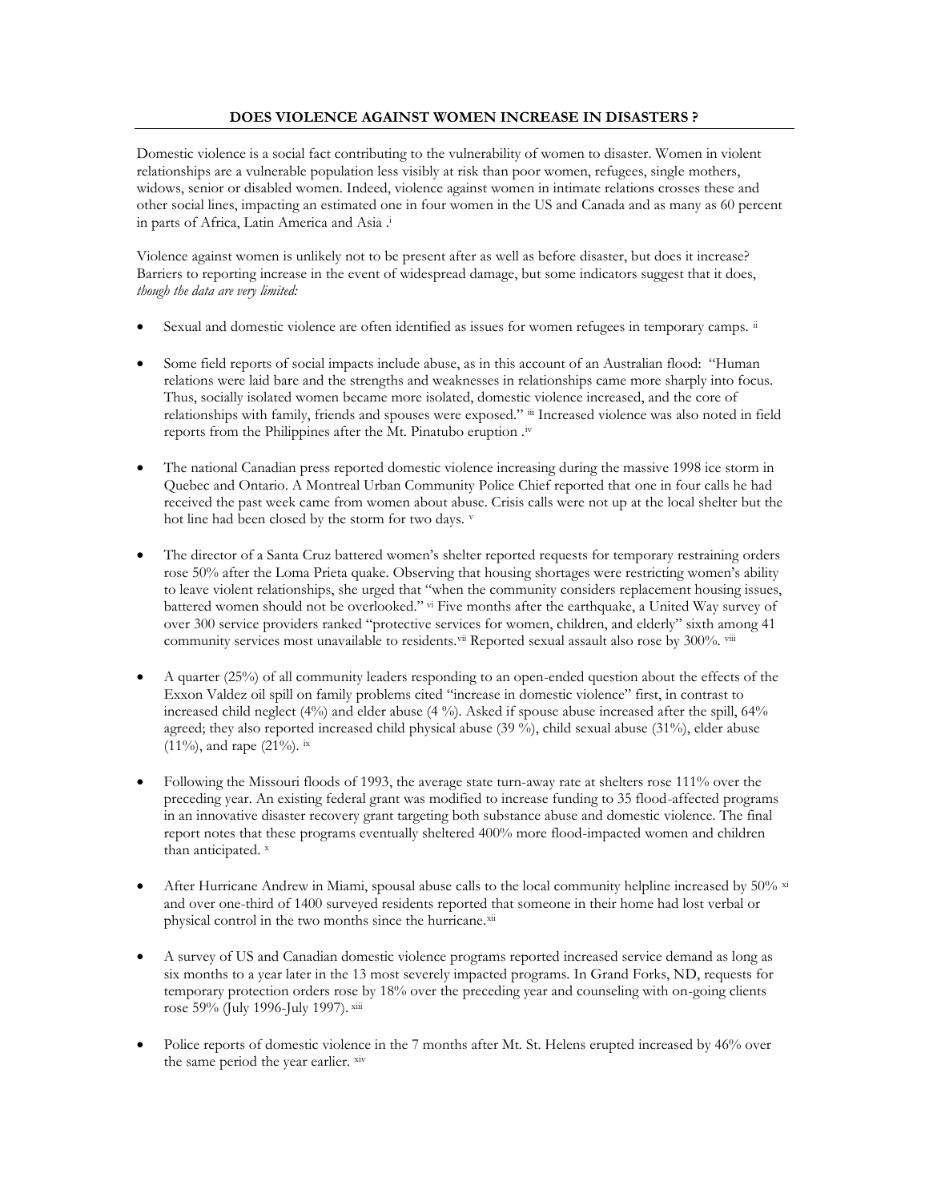# DOES VIOLENCE AGAINST WOMEN INCREASE IN DISASTERS ?

Domestic violence is a social fact contributing to the vulnerability of women to disaster. Women in violent relationships are a vulnerable population less visibly at risk than poor women, refugees, single mothers, widows, senior or disabled women. Indeed, violence against women in intimate relations crosses these and other social lines, impacting an estimated one in four women in the US and Canada and as many as 60 percent in parts of Africa, Latin America and Asia .[i]

Violence against women is unlikely not to be present after as well as before disaster, but does it increase? Barriers to reporting increase in the event of widespread damage, but some indicators suggest that it does, *though the data are very limited:*

- Sexual and domestic violence are often identified as issues for women refugees in temporary camps. [ii]
- Some field reports of social impacts include abuse, as in this account of an Australian flood: "Human relations were laid bare and the strengths and weaknesses in relationships came more sharply into focus. Thus, socially isolated women became more isolated, domestic violence increased, and the core of relationships with family, friends and spouses were exposed." [iii] Increased violence was also noted in field reports from the Philippines after the Mt. Pinatubo eruption .[iv]
- The national Canadian press reported domestic violence increasing during the massive 1998 ice storm in Quebec and Ontario. A Montreal Urban Community Police Chief reported that one in four calls he had received the past week came from women about abuse. Crisis calls were not up at the local shelter but the hot line had been closed by the storm for two days. [v]
- The director of a Santa Cruz battered women's shelter reported requests for temporary restraining orders rose 50% after the Loma Prieta quake. Observing that housing shortages were restricting women's ability to leave violent relationships, she urged that "when the community considers replacement housing issues, battered women should not be overlooked." [vi] Five months after the earthquake, a United Way survey of over 300 service providers ranked "protective services for women, children, and elderly" sixth among 41 community services most unavailable to residents.[vii] Reported sexual assault also rose by 300%. [viii]
- A quarter (25%) of all community leaders responding to an open-ended question about the effects of the Exxon Valdez oil spill on family problems cited "increase in domestic violence" first, in contrast to increased child neglect (4%) and elder abuse (4 %). Asked if spouse abuse increased after the spill, 64% agreed; they also reported increased child physical abuse (39 %), child sexual abuse (31%), elder abuse (11%), and rape (21%). [ix]
- Following the Missouri floods of 1993, the average state turn-away rate at shelters rose 111% over the preceding year. An existing federal grant was modified to increase funding to 35 flood-affected programs in an innovative disaster recovery grant targeting both substance abuse and domestic violence. The final report notes that these programs eventually sheltered 400% more flood-impacted women and children than anticipated. [x]
- After Hurricane Andrew in Miami, spousal abuse calls to the local community helpline increased by 50% [xi] and over one-third of 1400 surveyed residents reported that someone in their home had lost verbal or physical control in the two months since the hurricane.[xii]
- A survey of US and Canadian domestic violence programs reported increased service demand as long as six months to a year later in the 13 most severely impacted programs. In Grand Forks, ND, requests for temporary protection orders rose by 18% over the preceding year and counseling with on-going clients rose 59% (July 1996-July 1997). [xiii]
- Police reports of domestic violence in the 7 months after Mt. St. Helens erupted increased by 46% over the same period the year earlier. [xiv]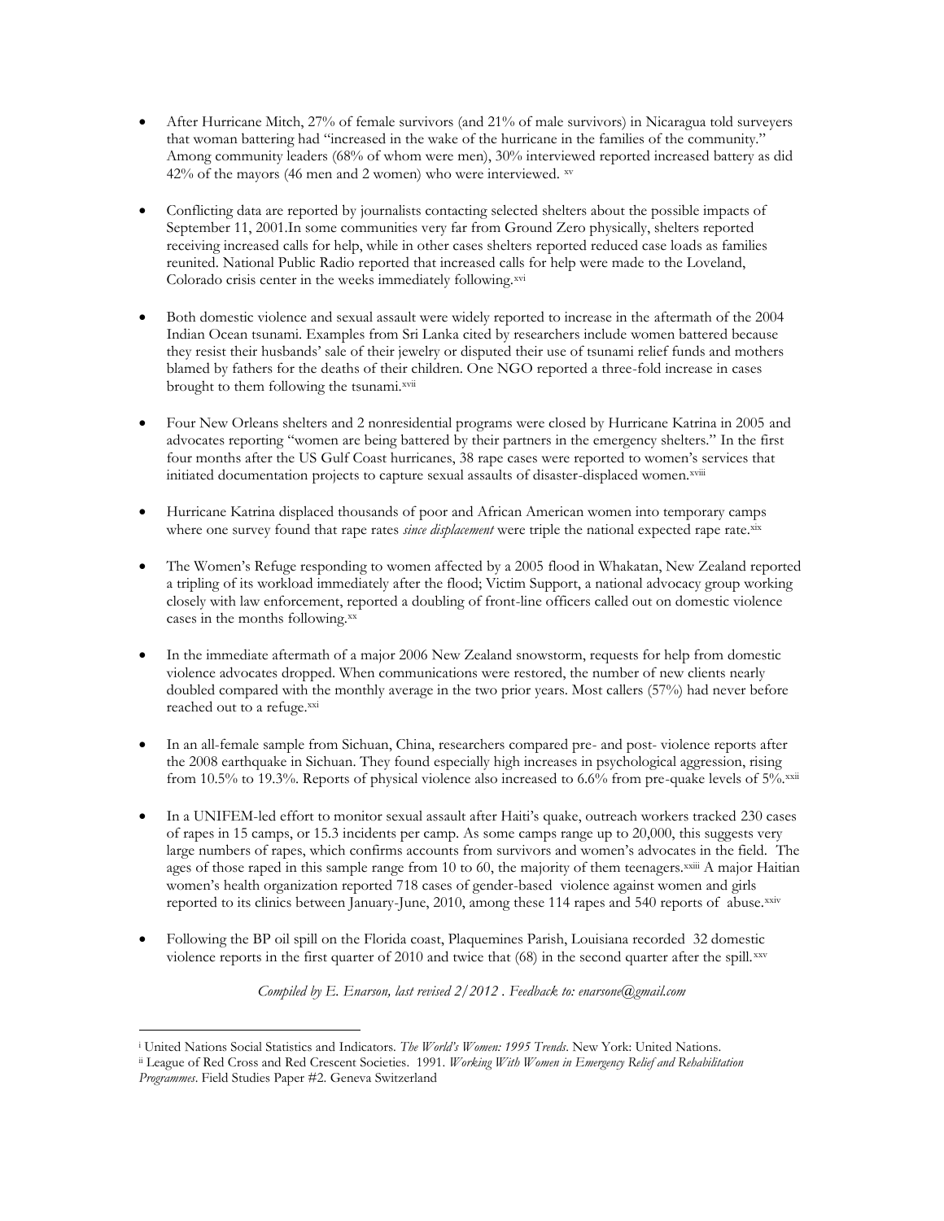- After Hurricane Mitch, 27% of female survivors (and 21% of male survivors) in Nicaragua told surveyers that woman battering had "increased in the wake of the hurricane in the families of the community." Among community leaders (68% of whom were men), 30% interviewed reported increased battery as did 42% of the mayors (46 men and 2 women) who were interviewed. [xv]

- Conflicting data are reported by journalists contacting selected shelters about the possible impacts of September 11, 2001.In some communities very far from Ground Zero physically, shelters reported receiving increased calls for help, while in other cases shelters reported reduced case loads as families reunited. National Public Radio reported that increased calls for help were made to the Loveland, Colorado crisis center in the weeks immediately following.[xvi]

- Both domestic violence and sexual assault were widely reported to increase in the aftermath of the 2004 Indian Ocean tsunami. Examples from Sri Lanka cited by researchers include women battered because they resist their husbands' sale of their jewelry or disputed their use of tsunami relief funds and mothers blamed by fathers for the deaths of their children. One NGO reported a three-fold increase in cases brought to them following the tsunami.[xvii]

- Four New Orleans shelters and 2 nonresidential programs were closed by Hurricane Katrina in 2005 and advocates reporting "women are being battered by their partners in the emergency shelters." In the first four months after the US Gulf Coast hurricanes, 38 rape cases were reported to women's services that initiated documentation projects to capture sexual assaults of disaster-displaced women.[xviii]

- Hurricane Katrina displaced thousands of poor and African American women into temporary camps where one survey found that rape rates *since displacement* were triple the national expected rape rate.[xix]

- The Women's Refuge responding to women affected by a 2005 flood in Whakatan, New Zealand reported a tripling of its workload immediately after the flood; Victim Support, a national advocacy group working closely with law enforcement, reported a doubling of front-line officers called out on domestic violence cases in the months following.[xx]

- In the immediate aftermath of a major 2006 New Zealand snowstorm, requests for help from domestic violence advocates dropped. When communications were restored, the number of new clients nearly doubled compared with the monthly average in the two prior years. Most callers (57%) had never before reached out to a refuge.[xxi]

- In an all-female sample from Sichuan, China, researchers compared pre- and post- violence reports after the 2008 earthquake in Sichuan. They found especially high increases in psychological aggression, rising from 10.5% to 19.3%. Reports of physical violence also increased to 6.6% from pre-quake levels of 5%.[xxii]

- In a UNIFEM-led effort to monitor sexual assault after Haiti's quake, outreach workers tracked 230 cases of rapes in 15 camps, or 15.3 incidents per camp. As some camps range up to 20,000, this suggests very large numbers of rapes, which confirms accounts from survivors and women's advocates in the field. The ages of those raped in this sample range from 10 to 60, the majority of them teenagers.[xxiii] A major Haitian women's health organization reported 718 cases of gender-based violence against women and girls reported to its clinics between January-June, 2010, among these 114 rapes and 540 reports of abuse.[xxiv]

- Following the BP oil spill on the Florida coast, Plaquemines Parish, Louisiana recorded 32 domestic violence reports in the first quarter of 2010 and twice that (68) in the second quarter after the spill.[xxv]

*Compiled by E. Enarson, last revised 2/2012 . Feedback to: enarsone@gmail.com*

---

[i] United Nations Social Statistics and Indicators. *The World's Women: 1995 Trends*. New York: United Nations.

[ii] League of Red Cross and Red Crescent Societies. 1991. *Working With Women in Emergency Relief and Rehabilitation Programmes*. Field Studies Paper #2. Geneva Switzerland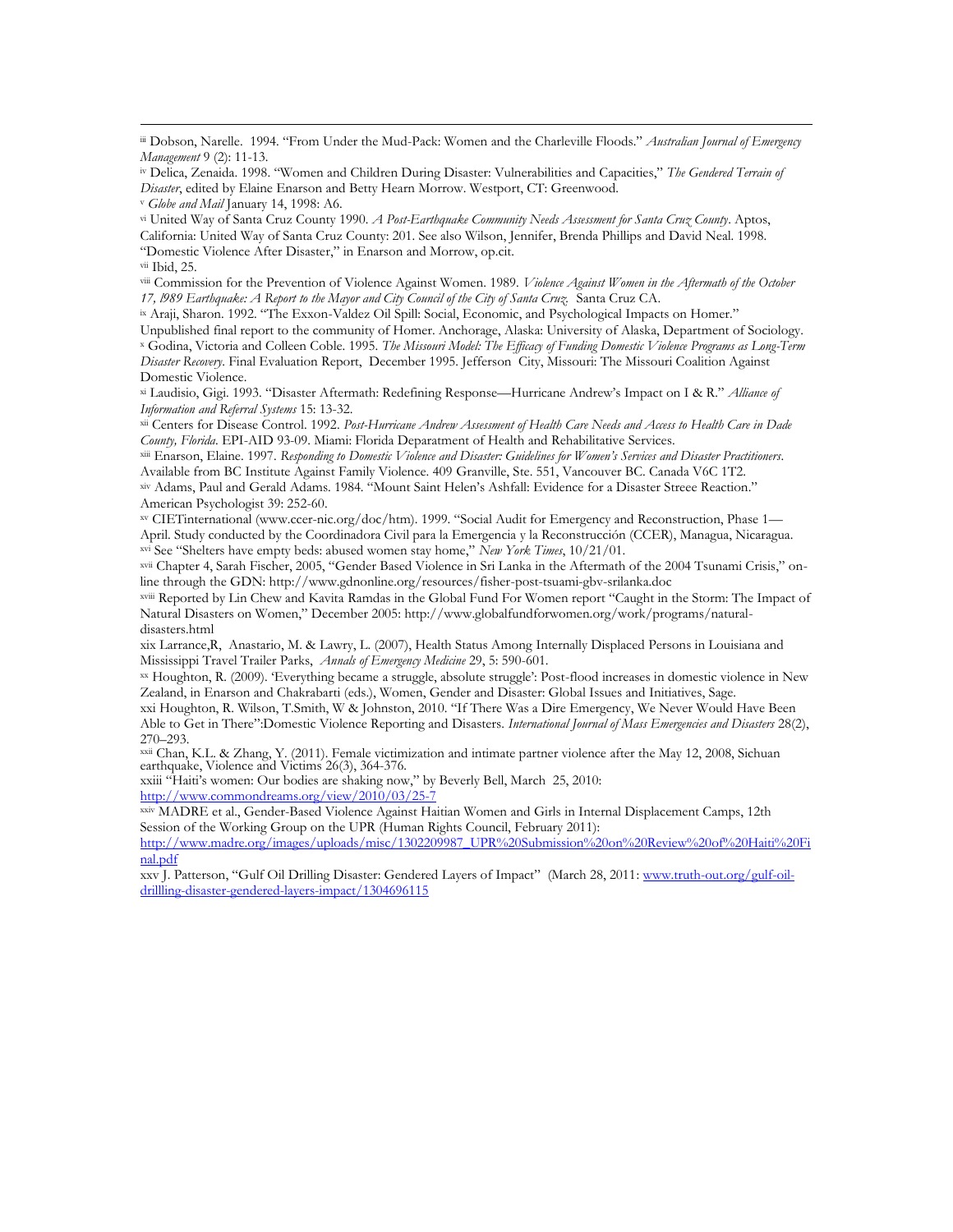[iii] Dobson, Narelle. 1994. "From Under the Mud-Pack: Women and the Charleville Floods." *Australian Journal of Emergency Management* 9 (2): 11-13.

[iv] Delica, Zenaida. 1998. "Women and Children During Disaster: Vulnerabilities and Capacities," *The Gendered Terrain of Disaster*, edited by Elaine Enarson and Betty Hearn Morrow. Westport, CT: Greenwood.

[v] *Globe and Mail* January 14, 1998: A6.

[vi] United Way of Santa Cruz County 1990. *A Post-Earthquake Community Needs Assessment for Santa Cruz County*. Aptos, California: United Way of Santa Cruz County: 201. See also Wilson, Jennifer, Brenda Phillips and David Neal. 1998. "Domestic Violence After Disaster," in Enarson and Morrow, op.cit.

[vii] Ibid, 25.

[viii] Commission for the Prevention of Violence Against Women. 1989. *Violence Against Women in the Aftermath of the October 17, l989 Earthquake: A Report to the Mayor and City Council of the City of Santa Cruz.* Santa Cruz CA.

[ix] Araji, Sharon. 1992. "The Exxon-Valdez Oil Spill: Social, Economic, and Psychological Impacts on Homer." Unpublished final report to the community of Homer. Anchorage, Alaska: University of Alaska, Department of Sociology.

[x] Godina, Victoria and Colleen Coble. 1995. *The Missouri Model: The Efficacy of Funding Domestic Violence Programs as Long-Term Disaster Recovery*. Final Evaluation Report, December 1995. Jefferson City, Missouri: The Missouri Coalition Against Domestic Violence.

[xi] Laudisio, Gigi. 1993. "Disaster Aftermath: Redefining Response—Hurricane Andrew's Impact on I & R." *Alliance of Information and Referral Systems* 15: 13-32.

[xii] Centers for Disease Control. 1992. *Post-Hurricane Andrew Assessment of Health Care Needs and Access to Health Care in Dade County, Florida*. EPI-AID 93-09. Miami: Florida Deparatment of Health and Rehabilitative Services.

[xiii] Enarson, Elaine. 1997. *Responding to Domestic Violence and Disaster: Guidelines for Women's Services and Disaster Practitioners*. Available from BC Institute Against Family Violence. 409 Granville, Ste. 551, Vancouver BC. Canada V6C 1T2.

[xiv] Adams, Paul and Gerald Adams. 1984. "Mount Saint Helen's Ashfall: Evidence for a Disaster Streee Reaction." American Psychologist 39: 252-60.

[xv] CIETinternational (www.ccer-nic.org/doc/htm). 1999. "Social Audit for Emergency and Reconstruction, Phase 1—April. Study conducted by the Coordinadora Civil para la Emergencia y la Reconstrucción (CCER), Managua, Nicaragua.

[xvi] See "Shelters have empty beds: abused women stay home," *New York Times*, 10/21/01.

[xvii] Chapter 4, Sarah Fischer, 2005, "Gender Based Violence in Sri Lanka in the Aftermath of the 2004 Tsunami Crisis," on-line through the GDN: http://www.gdnonline.org/resources/fisher-post-tsuami-gbv-srilanka.doc

[xviii] Reported by Lin Chew and Kavita Ramdas in the Global Fund For Women report "Caught in the Storm: The Impact of Natural Disasters on Women," December 2005: http://www.globalfundforwomen.org/work/programs/natural-disasters.html

xix Larrance,R, Anastario, M. & Lawry, L. (2007), Health Status Among Internally Displaced Persons in Louisiana and Mississippi Travel Trailer Parks, *Annals of Emergency Medicine* 29, 5: 590-601.

[xx] Houghton, R. (2009). 'Everything became a struggle, absolute struggle': Post-flood increases in domestic violence in New Zealand, in Enarson and Chakrabarti (eds.), Women, Gender and Disaster: Global Issues and Initiatives, Sage.

xxi Houghton, R. Wilson, T.Smith, W & Johnston, 2010. "If There Was a Dire Emergency, We Never Would Have Been Able to Get in There":Domestic Violence Reporting and Disasters. *International Journal of Mass Emergencies and Disasters* 28(2), 270–293.

[xxii] Chan, K.L. & Zhang, Y. (2011). Female victimization and intimate partner violence after the May 12, 2008, Sichuan earthquake, Violence and Victims 26(3), 364-376.

xxiii "Haiti's women: Our bodies are shaking now," by Beverly Bell, March 25, 2010: http://www.commondreams.org/view/2010/03/25-7

[xxiv] MADRE et al., Gender-Based Violence Against Haitian Women and Girls in Internal Displacement Camps, 12th Session of the Working Group on the UPR (Human Rights Council, February 2011): http://www.madre.org/images/uploads/misc/1302209987_UPR%20Submission%20on%20Review%20of%20Haiti%20Final.pdf

xxv J. Patterson, "Gulf Oil Drilling Disaster: Gendered Layers of Impact" (March 28, 2011: www.truth-out.org/gulf-oil-drillling-disaster-gendered-layers-impact/1304696115